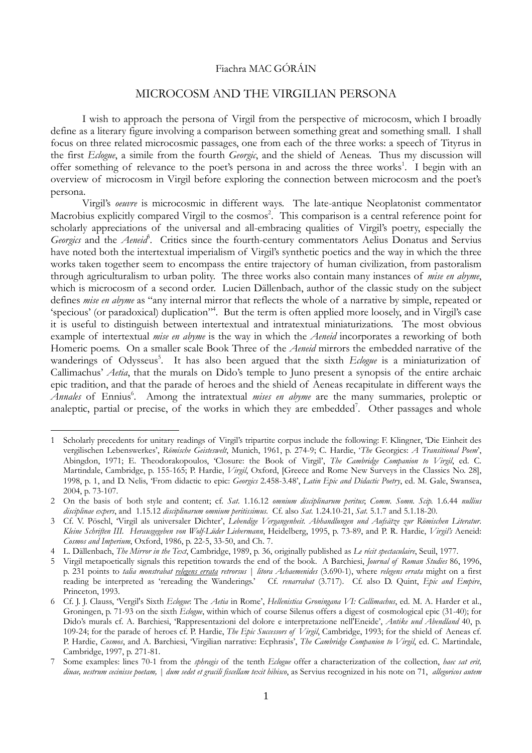Fiachra MAC GÓRÁIN

# MICROCOSM AND THE VIRGILIAN PERSONA

I wish to approach the persona of Virgil from the perspective of microcosm, which I broadly define as a literary figure involving a comparison between something great and something small. I shall focus on three related microcosmic passages, one from each of the three works: a speech of Tityrus in the first *Eclogue*, a simile from the fourth *Georgic*, and the shield of Aeneas. Thus my discussion will offer something of relevance to the poet's persona in and across the three works[1]. I begin with an overview of microcosm in Virgil before exploring the connection between microcosm and the poet's persona.

Virgil's *oeuvre* is microcosmic in different ways. The late-antique Neoplatonist commentator Macrobius explicitly compared Virgil to the cosmos[2]. This comparison is a central reference point for scholarly appreciations of the universal and all-embracing qualities of Virgil's poetry, especially the *Georgics* and the *Aeneid*[3]. Critics since the fourth-century commentators Aelius Donatus and Servius have noted both the intertextual imperialism of Virgil's synthetic poetics and the way in which the three works taken together seem to encompass the entire trajectory of human civilization, from pastoralism through agriculturalism to urban polity. The three works also contain many instances of *mise en abyme*, which is microcosm of a second order. Lucien Dällenbach, author of the classic study on the subject defines *mise en abyme* as "any internal mirror that reflects the whole of a narrative by simple, repeated or 'specious' (or paradoxical) duplication"[4]. But the term is often applied more loosely, and in Virgil's case it is useful to distinguish between intertextual and intratextual miniaturizations. The most obvious example of intertextual *mise en abyme* is the way in which the *Aeneid* incorporates a reworking of both Homeric poems. On a smaller scale Book Three of the *Aeneid* mirrors the embedded narrative of the wanderings of Odysseus[5]. It has also been argued that the sixth *Eclogue* is a miniaturization of Callimachus' *Aetia*, that the murals on Dido's temple to Juno present a synopsis of the entire archaic epic tradition, and that the parade of heroes and the shield of Aeneas recapitulate in different ways the *Annales* of Ennius[6]. Among the intratextual *mises en abyme* are the many summaries, proleptic or analeptic, partial or precise, of the works in which they are embedded[7]. Other passages and whole

---

1 Scholarly precedents for unitary readings of Virgil's tripartite corpus include the following: F. Klingner, 'Die Einheit des vergilischen Lebenswerkes', *Römische Geisteswelt*, Munich, 1961, p. 274-9; C. Hardie, '*The* Georgics: *A Transitional Poem*', Abingdon, 1971; E. Theodorakopoulos, 'Closure: the Book of Virgil', *The Cambridge Companion to Virgil*, ed. C. Martindale, Cambridge, p. 155-165; P. Hardie, *Virgil*, Oxford, [Greece and Rome New Surveys in the Classics No. 28], 1998, p. 1, and D. Nelis, 'From didactic to epic: *Georgics* 2.458-3.48', *Latin Epic and Didactic Poetry*, ed. M. Gale, Swansea, 2004, p. 73-107.

2 On the basis of both style and content; cf. *Sat.* 1.16.12 *omnium disciplinarum peritus*; *Comm. Somn. Scip.* 1.6.44 *nullius disciplinae expers*, and 1.15.12 *disciplinarum omnium peritissimus*. Cf. also *Sat.* 1.24.10-21, *Sat.* 5.1.7 and 5.1.18-20.

3 Cf. V. Pöschl, 'Virgil als universaler Dichter', *Lebendige Vergangenheit. Abhandlungen und Aufsätze zur Römischen Literatur. Kleine Schriften III. Herausgegeben von Wolf-Lüder Liebermann*, Heidelberg, 1995, p. 73-89, and P. R. Hardie, *Virgil's* Aeneid: *Cosmos and Imperium*, Oxford, 1986, p. 22-5, 33-50, and Ch. 7.

4 L. Dällenbach, *The Mirror in the Text*, Cambridge, 1989, p. 36, originally published as *Le récit spectaculaire*, Seuil, 1977.

5 Virgil metapoetically signals this repetition towards the end of the book. A Barchiesi, *Journal of Roman Studies* 86, 1996, p. 231 points to *talia monstrabat relegens errata retrorsus | litora Achaemenides* (3.690-1), where *relegens errata* might on a first reading be interpreted as 'rereading the Wanderings.' Cf. *renarrabat* (3.717). Cf. also D. Quint, *Epic and Empire*, Princeton, 1993.

6 Cf. J. J. Clauss, 'Vergil's Sixth *Eclogue*: The *Aetia* in Rome', *Hellenistica Groningana VI: Callimachus*, ed. M. A. Harder et al., Groningen, p. 71-93 on the sixth *Eclogue*, within which of course Silenus offers a digest of cosmological epic (31-40); for Dido's murals cf. A. Barchiesi, 'Rappresentazioni del dolore e interpretazione nell'Eneide', *Antike und Abendland* 40, p. 109-24; for the parade of heroes cf. P. Hardie, *The Epic Successors of Virgil*, Cambridge, 1993; for the shield of Aeneas cf. P. Hardie, *Cosmos*, and A. Barchiesi, 'Virgilian narrative: Ecphrasis', *The Cambridge Companion to Virgil*, ed. C. Martindale, Cambridge, 1997, p. 271-81.

7 Some examples: lines 70-1 from the *sphragis* of the tenth *Eclogue* offer a characterization of the collection, *haec sat erit, diuae, uestrum cecinisse poetam, | dum sedet et gracili fiscellam texit hibisco*, as Servius recognized in his note on 71, *allegoricos autem*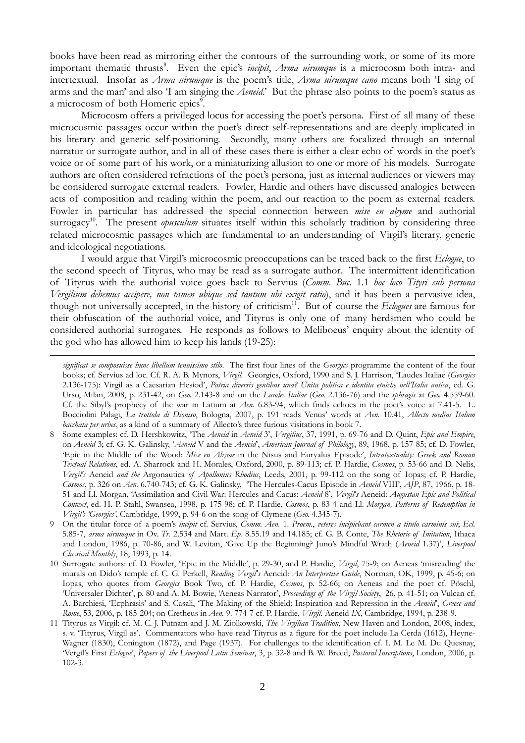books have been read as mirroring either the contours of the surrounding work, or some of its more important thematic thrusts[8]. Even the epic's *incipit*, *Arma uirumque* is a microcosm both intra- and intertextual. Insofar as *Arma uirumque* is the poem's title, *Arma uirumque cano* means both 'I sing of arms and the man' and also 'I am singing the *Aeneid*.' But the phrase also points to the poem's status as a microcosm of both Homeric epics[9].

Microcosm offers a privileged locus for accessing the poet's persona. First of all many of these microcosmic passages occur within the poet's direct self-representations and are deeply implicated in his literary and generic self-positioning. Secondly, many others are focalized through an internal narrator or surrogate author, and in all of these cases there is either a clear echo of words in the poet's voice or of some part of his work, or a miniaturizing allusion to one or more of his models. Surrogate authors are often considered refractions of the poet's persona, just as internal audiences or viewers may be considered surrogate external readers. Fowler, Hardie and others have discussed analogies between acts of composition and reading within the poem, and our reaction to the poem as external readers. Fowler in particular has addressed the special connection between *mise en abyme* and authorial surrogacy[10]. The present *opusculum* situates itself within this scholarly tradition by considering three related microcosmic passages which are fundamental to an understanding of Virgil's literary, generic and ideological negotiations.

I would argue that Virgil's microcosmic preoccupations can be traced back to the first *Eclogue*, to the second speech of Tityrus, who may be read as a surrogate author. The intermittent identification of Tityrus with the authorial voice goes back to Servius (*Comm. Buc.* 1.1 *hoc loco Tityri sub persona Vergilium debemus accipere, non tamen ubique sed tantum ubi exigit ratio*), and it has been a pervasive idea, though not universally accepted, in the history of criticism[11]. But of course the *Eclogues* are famous for their obfuscation of the authorial voice, and Tityrus is only one of many herdsmen who could be considered authorial surrogates. He responds as follows to Meliboeus' enquiry about the identity of the god who has allowed him to keep his lands (19-25):

---

*significat se composuisse hunc libellum tenuissimo stilo*. The first four lines of the *Georgics* programme the content of the four books; cf. Servius ad loc. Cf. R. A. B. Mynors, *Virgil.* Georgics, Oxford, 1990 and S. J. Harrison, 'Laudes Italiae (*Georgics* 2.136-175): Virgil as a Caesarian Hesiod', *Patria diversis gentibus una? Unita politica e identita etniche nell'Italia antica*, ed. G. Urso, Milan, 2008, p. 231-42, on *Geo.* 2.143-8 and on the *Laudes Italiae* (*Geo.* 2.136-76) and the *sphragis* at *Geo.* 4.559-60. Cf. the Sibyl's prophecy of the war in Latium at *Aen.* 6.83-94, which finds echoes in the poet's voice at 7.41-5. L. Bocciolini Palagi, *La trottola di Dioniso*, Bologna, 2007, p. 191 reads Venus' words at *Aen.* 10.41, *Allecto medias Italum bacchata per urbes*, as a kind of a summary of Allecto's three furious visitations in book 7.

8 Some examples: cf. D. Hershkowitz, 'The *Aeneid* in *Aeneid* 3', *Vergilius*, 37, 1991, p. 69-76 and D. Quint, *Epic and Empire*, on *Aeneid* 3; cf. G. K. Galinsky, '*Aeneid* V and the *Aeneid*', *American Journal of Philology*, 89, 1968, p. 157-85; cf. D. Fowler, 'Epic in the Middle of the Wood: *Mise en Abyme* in the Nisus and Euryalus Episode', *Intratextuality: Greek and Roman Textual Relations*, ed. A. Sharrock and H. Morales, Oxford, 2000, p. 89-113; cf. P. Hardie, *Cosmos*, p. 53-66 and D. Nelis, *Vergil's* Aeneid *and the* Argonautica *of Apollonius Rhodius*, Leeds, 2001, p. 99-112 on the song of Iopas; cf. P. Hardie, *Cosmos*, p. 326 on *Aen.* 6.740-743; cf. G. K. Galinsky, 'The Hercules-Cacus Episode in *Aeneid* VIII', *AJP*, 87, 1966, p. 18-51 and Ll. Morgan, 'Assimilation and Civil War: Hercules and Cacus: *Aeneid* 8', *Vergil's* Aeneid: *Augustan Epic and Political Context*, ed. H. P. Stahl, Swansea, 1998, p. 175-98; cf. P. Hardie, *Cosmos*, p. 83-4 and Ll. *Morgan, Patterns of Redemption in Virgil's 'Georgics'*, Cambridge, 1999, p. 94-6 on the song of Clymene (*Geo.* 4.345-7).

9 On the titular force of a poem's *incipit* cf. Servius, *Comm. Aen.* 1. *Proem.*, *veteres incipiebant carmen a titulo carminis sui*; *Ecl.* 5.85-7, *arma uirumque* in Ov. *Tr.* 2.534 and Mart. *Ep.* 8.55.19 and 14.185; cf. G. B. Conte, *The Rhetoric of Imitation*, Ithaca and London, 1986, p. 70-86, and W. Levitan, 'Give Up the Beginning? Juno's Mindful Wrath (*Aeneid* 1.37)', *Liverpool Classical Monthly*, 18, 1993, p. 14.

10 Surrogate authors: cf. D. Fowler, 'Epic in the Middle', p. 29-30, and P. Hardie, *Virgil*, 75-9; on Aeneas 'misreading' the murals on Dido's temple cf. C. G. Perkell, *Reading Vergil's* Aeneid: *An Interpretive Guide*, Norman, OK, 1999, p. 45-6; on Iopas, who quotes from *Georgics* Book Two, cf. P. Hardie, *Cosmos*, p. 52-66; on Aeneas and the poet cf. Pöschl, 'Universaler Dichter', p. 80 and A. M. Bowie, 'Aeneas Narrator', *Proceedings of the Virgil Society*, 26, p. 41-51; on Vulcan cf. A. Barchiesi, 'Ecphrasis' and S. Casali, 'The Making of the Shield: Inspiration and Repression in the *Aeneid*', *Greece and Rome*, 53, 2006, p. 185-204; on Cretheus in *Aen.* 9. 774-7 cf. P. Hardie, *Virgil.* Aeneid *IX*, Cambridge, 1994, p. 238-9.

11 Tityrus as Virgil: cf. M. C. J. Putnam and J. M. Ziolkowski, *The Virgilian Tradition*, New Haven and London, 2008, index, s. v. 'Tityrus, Virgil as'. Commentators who have read Tityrus as a figure for the poet include La Cerda (1612), Heyne-Wagner (1830), Conington (1872), and Page (1937). For challenges to the identification cf. I. M. Le M. Du Quesnay, 'Vergil's First *Eclogue*', *Papers of the Liverpool Latin Seminar*, 3, p. 32-8 and B. W. Breed, *Pastoral Inscriptions*, London, 2006, p. 102-3.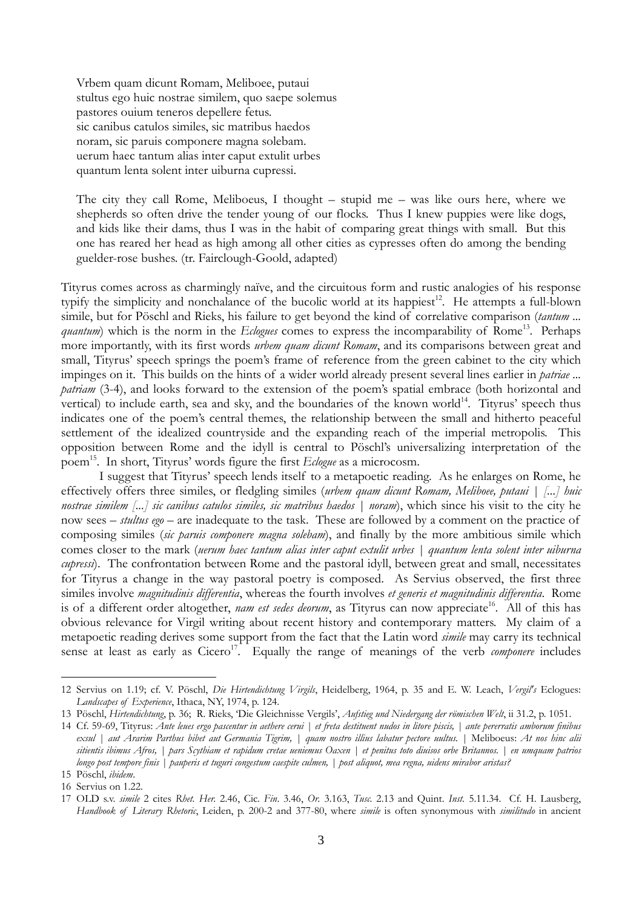Vrbem quam dicunt Romam, Meliboee, putaui
stultus ego huic nostrae similem, quo saepe solemus
pastores ouium teneros depellere fetus.
sic canibus catulos similes, sic matribus haedos
noram, sic paruis componere magna solebam.
uerum haec tantum alias inter caput extulit urbes
quantum lenta solent inter uiburna cupressi.

The city they call Rome, Meliboeus, I thought – stupid me – was like ours here, where we shepherds so often drive the tender young of our flocks. Thus I knew puppies were like dogs, and kids like their dams, thus I was in the habit of comparing great things with small. But this one has reared her head as high among all other cities as cypresses often do among the bending guelder-rose bushes. (tr. Fairclough-Goold, adapted)

Tityrus comes across as charmingly naïve, and the circuitous form and rustic analogies of his response typify the simplicity and nonchalance of the bucolic world at its happiest[12]. He attempts a full-blown simile, but for Pöschl and Rieks, his failure to get beyond the kind of correlative comparison (*tantum ... quantum*) which is the norm in the *Eclogues* comes to express the incomparability of Rome[13]. Perhaps more importantly, with its first words *urbem quam dicunt Romam*, and its comparisons between great and small, Tityrus' speech springs the poem's frame of reference from the green cabinet to the city which impinges on it. This builds on the hints of a wider world already present several lines earlier in *patriae ... patriam* (3-4), and looks forward to the extension of the poem's spatial embrace (both horizontal and vertical) to include earth, sea and sky, and the boundaries of the known world[14]. Tityrus' speech thus indicates one of the poem's central themes, the relationship between the small and hitherto peaceful settlement of the idealized countryside and the expanding reach of the imperial metropolis. This opposition between Rome and the idyll is central to Pöschl's universalizing interpretation of the poem[15]. In short, Tityrus' words figure the first *Eclogue* as a microcosm.

I suggest that Tityrus' speech lends itself to a metapoetic reading. As he enlarges on Rome, he effectively offers three similes, or fledgling similes (*urbem quam dicunt Romam, Meliboee, putaui | [...] huic nostrae similem [...] sic canibus catulos similes, sic matribus haedos | noram*), which since his visit to the city he now sees – *stultus ego* – are inadequate to the task. These are followed by a comment on the practice of composing similes (*sic paruis componere magna solebam*), and finally by the more ambitious simile which comes closer to the mark (*uerum haec tantum alias inter caput extulit urbes | quantum lenta solent inter uiburna cupressi*). The confrontation between Rome and the pastoral idyll, between great and small, necessitates for Tityrus a change in the way pastoral poetry is composed. As Servius observed, the first three similes involve *magnitudinis differentia*, whereas the fourth involves *et generis et magnitudinis differentia*. Rome is of a different order altogether, *nam est sedes deorum*, as Tityrus can now appreciate[16]. All of this has obvious relevance for Virgil writing about recent history and contemporary matters. My claim of a metapoetic reading derives some support from the fact that the Latin word *simile* may carry its technical sense at least as early as Cicero[17]. Equally the range of meanings of the verb *componere* includes

---

12 Servius on 1.19; cf. V. Pöschl, *Die Hirtendichtung Virgils*, Heidelberg, 1964, p. 35 and E. W. Leach, *Vergil's* Eclogues: *Landscapes of Experience*, Ithaca, NY, 1974, p. 124.

13 Pöschl, *Hirtendichtung*, p. 36; R. Rieks, 'Die Gleichnisse Vergils', *Aufstieg und Niedergang der römischen Welt*, ii 31.2, p. 1051.

14 Cf. 59-69, Tityrus: *Ante leues ergo pascentur in aethere cerui | et freta destituent nudos in litore piscis, | ante pererratis amborum finibus exsul | aut Ararim Parthus bibet aut Germania Tigrim, | quam nostro illius labatur pectore uultus.* | Meliboeus: *At nos hinc alii sitientis ibimus Afros, | pars Scythiam et rapidum cretae ueniemus Oaxen | et penitus toto diuisos orbe Britannos. | en umquam patrios longo post tempore finis | pauperis et tuguri congestum caespite culmen, | post aliquot, mea regna, uidens mirabor aristas?*

15 Pöschl, *ibidem*.

16 Servius on 1.22.

17 OLD s.v. *simile* 2 cites *Rhet. Her.* 2.46, Cic. *Fin.* 3.46, *Or.* 3.163, *Tusc.* 2.13 and Quint. *Inst.* 5.11.34. Cf. H. Lausberg, *Handbook of Literary Rhetoric*, Leiden, p. 200-2 and 377-80, where *simile* is often synonymous with *similitudo* in ancient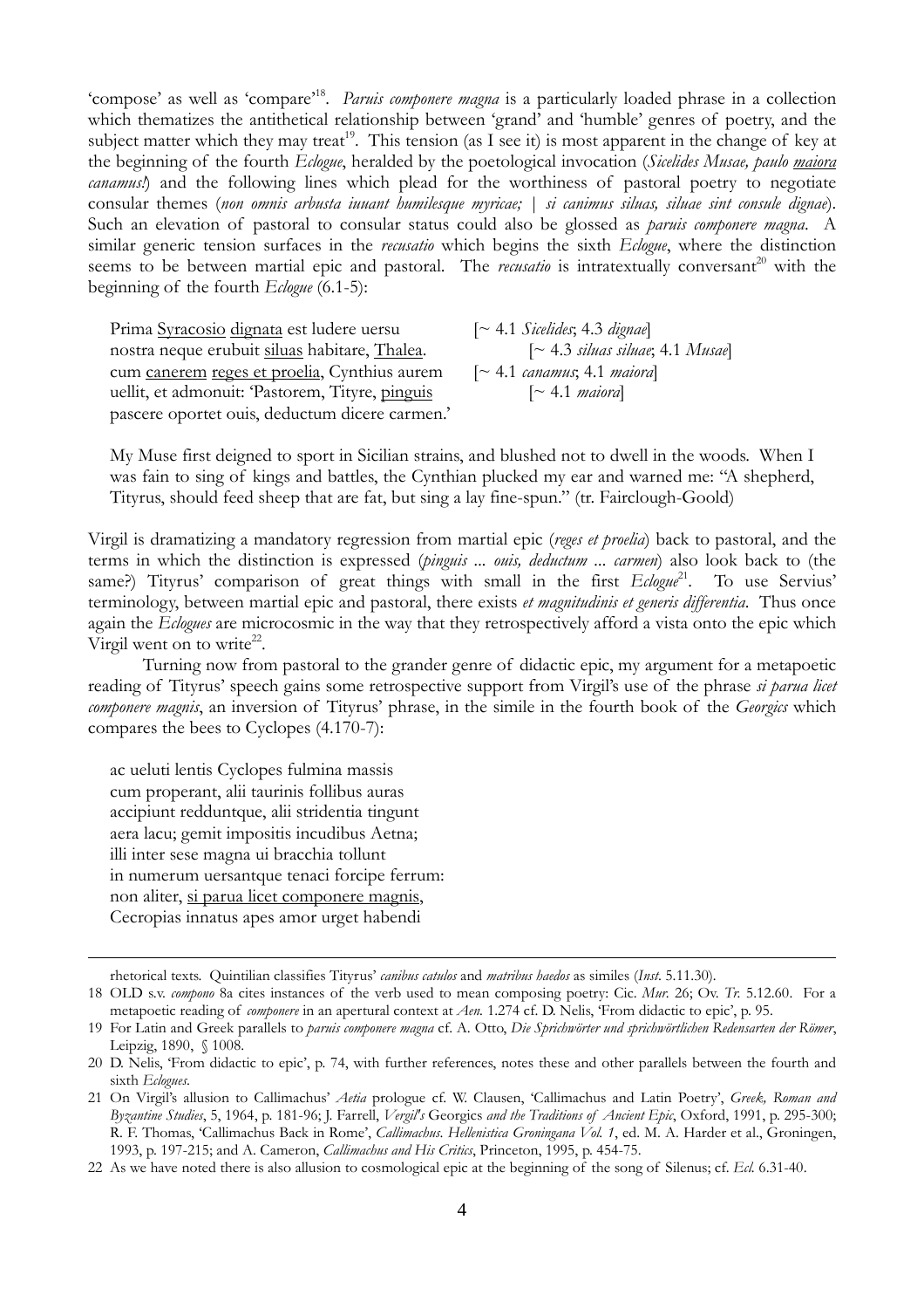'compose' as well as 'compare'[18]. *Paruis componere magna* is a particularly loaded phrase in a collection which thematizes the antithetical relationship between 'grand' and 'humble' genres of poetry, and the subject matter which they may treat[19]. This tension (as I see it) is most apparent in the change of key at the beginning of the fourth *Eclogue*, heralded by the poetological invocation (*Sicelides Musae, paulo maiora canamus!*) and the following lines which plead for the worthiness of pastoral poetry to negotiate consular themes (*non omnis arbusta iuuant humilesque myricae; | si canimus siluas, siluae sint consule dignae*). Such an elevation of pastoral to consular status could also be glossed as *paruis componere magna*. A similar generic tension surfaces in the *recusatio* which begins the sixth *Eclogue*, where the distinction seems to be between martial epic and pastoral. The *recusatio* is intratextually conversant[20] with the beginning of the fourth *Eclogue* (6.1-5):

> Prima Syracosio dignata est ludere uersu [~ 4.1 *Sicelides*; 4.3 *dignae*]
> nostra neque erubuit siluas habitare, Thalea. [~ 4.3 *siluas siluae*; 4.1 *Musae*]
> cum canerem reges et proelia, Cynthius aurem [~ 4.1 *canamus*; 4.1 *maiora*]
> uellit, et admonuit: 'Pastorem, Tityre, pinguis [~ 4.1 *maiora*]
> pascere oportet ouis, deductum dicere carmen.'

My Muse first deigned to sport in Sicilian strains, and blushed not to dwell in the woods. When I was fain to sing of kings and battles, the Cynthian plucked my ear and warned me: "A shepherd, Tityrus, should feed sheep that are fat, but sing a lay fine-spun." (tr. Fairclough-Goold)

Virgil is dramatizing a mandatory regression from martial epic (*reges et proelia*) back to pastoral, and the terms in which the distinction is expressed (*pinguis ... ouis, deductum ... carmen*) also look back to (the same?) Tityrus' comparison of great things with small in the first *Eclogue*[21]. To use Servius' terminology, between martial epic and pastoral, there exists *et magnitudinis et generis differentia*. Thus once again the *Eclogues* are microcosmic in the way that they retrospectively afford a vista onto the epic which Virgil went on to write[22].

Turning now from pastoral to the grander genre of didactic epic, my argument for a metapoetic reading of Tityrus' speech gains some retrospective support from Virgil's use of the phrase *si parua licet componere magnis*, an inversion of Tityrus' phrase, in the simile in the fourth book of the *Georgics* which compares the bees to Cyclopes (4.170-7):

> ac ueluti lentis Cyclopes fulmina massis
> cum properant, alii taurinis follibus auras
> accipiunt redduntque, alii stridentia tingunt
> aera lacu; gemit impositis incudibus Aetna;
> illi inter sese magna ui bracchia tollunt
> in numerum uersantque tenaci forcipe ferrum:
> non aliter, si parua licet componere magnis,
> Cecropias innatus apes amor urget habendi

---

rhetorical texts. Quintilian classifies Tityrus' *canibus catulos* and *matribus haedos* as similes (*Inst*. 5.11.30).

18 OLD s.v. *compono* 8a cites instances of the verb used to mean composing poetry: Cic. *Mur.* 26; Ov. *Tr.* 5.12.60. For a metapoetic reading of *componere* in an apertural context at *Aen.* 1.274 cf. D. Nelis, 'From didactic to epic', p. 95.

19 For Latin and Greek parallels to *paruis componere magna* cf. A. Otto, *Die Sprichwörter und sprichwörtlichen Redensarten der Römer*, Leipzig, 1890, § 1008.

20 D. Nelis, 'From didactic to epic', p. 74, with further references, notes these and other parallels between the fourth and sixth *Eclogues*.

21 On Virgil's allusion to Callimachus' *Aetia* prologue cf. W. Clausen, 'Callimachus and Latin Poetry', *Greek, Roman and Byzantine Studies*, 5, 1964, p. 181-96; J. Farrell, *Vergil's* Georgics *and the Traditions of Ancient Epic*, Oxford, 1991, p. 295-300; R. F. Thomas, 'Callimachus Back in Rome', *Callimachus. Hellenistica Groningana Vol. 1*, ed. M. A. Harder et al., Groningen, 1993, p. 197-215; and A. Cameron, *Callimachus and His Critics*, Princeton, 1995, p. 454-75.

22 As we have noted there is also allusion to cosmological epic at the beginning of the song of Silenus; cf. *Ecl.* 6.31-40.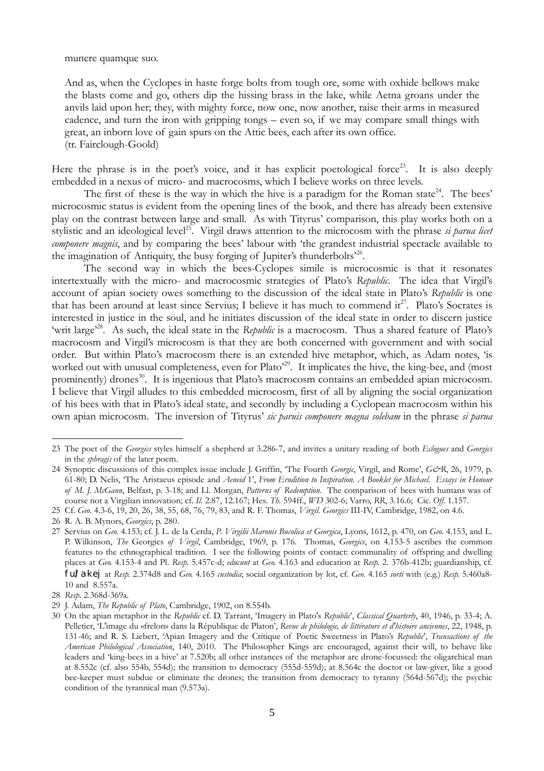munere quamque suo.

And as, when the Cyclopes in haste forge bolts from tough ore, some with oxhide bellows make the blasts come and go, others dip the hissing brass in the lake, while Aetna groans under the anvils laid upon her; they, with mighty force, now one, now another, raise their arms in measured cadence, and turn the iron with gripping tongs – even so, if we may compare small things with great, an inborn love of gain spurs on the Attic bees, each after its own office.
(tr. Fairclough-Goold)

Here the phrase is in the poet's voice, and it has explicit poetological force[23]. It is also deeply embedded in a nexus of micro- and macrocosms, which I believe works on three levels.

The first of these is the way in which the hive is a paradigm for the Roman state[24]. The bees' microcosmic status is evident from the opening lines of the book, and there has already been extensive play on the contrast between large and small. As with Tityrus' comparison, this play works both on a stylistic and an ideological level[25]. Virgil draws attention to the microcosm with the phrase *si parua licet componere magnis*, and by comparing the bees' labour with 'the grandest industrial spectacle available to the imagination of Antiquity, the busy forging of Jupiter's thunderbolts'[26].

The second way in which the bees-Cyclopes simile is microcosmic is that it resonates intertextually with the micro- and macrocosmic strategies of Plato's *Republic*. The idea that Virgil's account of apian society owes something to the discussion of the ideal state in Plato's *Republic* is one that has been around at least since Servius; I believe it has much to commend it[27]. Plato's Socrates is interested in justice in the soul, and he initiates discussion of the ideal state in order to discern justice 'writ large'[28]. As such, the ideal state in the *Republic* is a macrocosm. Thus a shared feature of Plato's macrocosm and Virgil's microcosm is that they are both concerned with government and with social order. But within Plato's macrocosm there is an extended hive metaphor, which, as Adam notes, 'is worked out with unusual completeness, even for Plato'[29]. It implicates the hive, the king-bee, and (most prominently) drones[30]. It is ingenious that Plato's macrocosm contains an embedded apian microcosm. I believe that Virgil alludes to this embedded microcosm, first of all by aligning the social organization of his bees with that in Plato's ideal state, and secondly by including a Cyclopean macrocosm within his own apian microcosm. The inversion of Tityrus' *sic paruis componere magna solebam* in the phrase *si parua*

---

23 The poet of the *Georgics* styles himself a shepherd at 3.286-7, and invites a unitary reading of both *Eclogues* and *Georgics* in the *sphragis* of the later poem.

24 Synoptic discussions of this complex issue include J. Griffin, 'The Fourth *Georgic*, Virgil, and Rome', *G&R*, 26, 1979, p. 61-80; D. Nelis, 'The Aristaeus episode and *Aeneid* 1', *From Erudition to Inspiration. A Booklet for Michael. Essays in Honour of M. J. McGann*, Belfast, p. 3-18; and Ll. Morgan, *Patterns of Redemption*. The comparison of bees with humans was of course not a Virgilian innovation; cf. *Il.* 2.87, 12.167; Hes. *Th.* 594ff., *WD* 302-6; Varro, *RR*, 3.16.6; Cic. *Off*. 1.157.

25 Cf. *Geo*. 4.3-6, 19, 20, 26, 38, 55, 68, 76, 79, 83, and R. F. Thomas, *Virgil. Georgics* III-IV, Cambridge, 1982, on 4.6.

26 R. A. B. Mynors, *Georgics*, p. 280.

27 Servius on *Geo.* 4.153; cf. J. L. de la Cerda, *P. Virgilii Maronis Bucolica et Georgica*, Lyons, 1612, p. 470, on *Geo*. 4.153, and L. P. Wilkinson, *The* Georgics *of Virgil*, Cambridge, 1969, p. 176. Thomas, *Georgics*, on 4.153-5 ascribes the common features to the ethnographical tradition. I see the following points of contact: communality of offspring and dwelling places at *Geo.* 4.153-4 and Pl. *Resp*. 5.457c-d; *educunt* at *Geo.* 4.163 and education at *Resp.* 2. 376b-412b; guardianship, cf. *fu/akej* at *Resp.* 2.374d8 and *Geo.* 4.165 *custodia*; social organization by lot, cf. *Geo*. 4.165 *sorti* with (e.g.) *Resp.* 5.460a8-10 and 8.557a.

28 *Resp*. 2.368d-369a.

29 J. Adam, *The Republic of Plato*, Cambridge, 1902, on 8.554b.

30 On the apian metaphor in the *Republic* cf. D. Tarrant, 'Imagery in Plato's *Republic*', *Classical Quarterly*, 40, 1946, p. 33-4; A. Pelletier, 'L'image du «frelon» dans la République de Platon', *Revue de philologie, de littérature et d'histoire anciennes*, 22, 1948, p. 131-46; and R. S. Liebert, 'Apian Imagery and the Critique of Poetic Sweetness in Plato's *Republic*', *Transactions of the American Philological Association*, 140, 2010. The Philosopher Kings are encouraged, against their will, to behave like leaders and 'king-bees in a hive' at 7.520b; all other instances of the metaphor are drone-focussed: the oligarchical man at 8.552c (cf. also 554b, 554d); the transition to democracy (555d-559d); at 8.564c the doctor or law-giver, like a good bee-keeper must subdue or eliminate the drones; the transition from democracy to tyranny (564d-567d); the psychic condition of the tyrannical man (9.573a).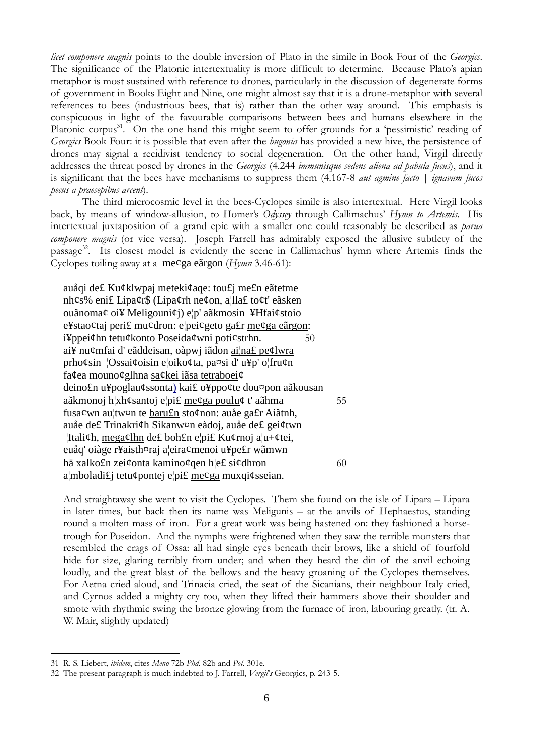*licet componere magnis* points to the double inversion of Plato in the simile in Book Four of the *Georgics*. The significance of the Platonic intertextuality is more difficult to determine. Because Plato's apian metaphor is most sustained with reference to drones, particularly in the discussion of degenerate forms of government in Books Eight and Nine, one might almost say that it is a drone-metaphor with several references to bees (industrious bees, that is) rather than the other way around. This emphasis is conspicuous in light of the favourable comparisons between bees and humans elsewhere in the Platonic corpus[31]. On the one hand this might seem to offer grounds for a 'pessimistic' reading of *Georgics* Book Four: it is possible that even after the *bugonia* has provided a new hive, the persistence of drones may signal a recidivist tendency to social degeneration. On the other hand, Virgil directly addresses the threat posed by drones in the *Georgics* (4.244 *immunisque sedens aliena ad pabula fucus*), and it is significant that the bees have mechanisms to suppress them (4.167-8 *aut agmine facto | ignavum fucos pecus a praesepibus arcent*).

The third microcosmic level in the bees-Cyclopes simile is also intertextual. Here Virgil looks back, by means of window-allusion, to Homer's *Odyssey* through Callimachus' *Hymn to Artemis*. His intertextual juxtaposition of a grand epic with a smaller one could reasonably be described as *parua componere magnis* (or vice versa). Joseph Farrell has admirably exposed the allusive subtlety of the passage[32]. Its closest model is evidently the scene in Callimachus' hymn where Artemis finds the Cyclopes toiling away at a me¢ga eãrgon (*Hymn* 3.46-61):

auåqi de£ Ku¢klwpaj meteki¢aqe: tou£j me£n eãtetme
nh¢s% eni£ Lipa¢r$ (Lipa¢rh ne¢on, a¦lla£ to¢t' eãsken
ouãnoma¢ oi¥ Meligouni¢j) e¦p' aãkmosin ¥Hfai¢stoio
e¥stao¢taj peri£ mu¢dron: e¦pei¢geto ga£r <u>me¢ga eãrgon</u>:
i¥ppei¢hn tetu¢konto Poseida¢wni poti¢strhn. 50
ai¥ nu¢mfai d' eãddeisan, oàpwj iãdon <u>ai¦na£ pe¢lwra</u>
prho¢sin ¦Ossai¢oisin e¦oiko¢ta, pa¤si d' u¥p' o¦fru¢n
fa¢ea mouno¢glhna <u>sa¢kei iãsa tetraboei¢</u>
deino£n u¥poglau¢ssonta) kai£ o¥ppo¢te dou¤pon aãkousan
aãkmonoj h¦xh¢santoj e¦pi£ <u>me¢ga poulu¢</u> t' aãhma 55
fusa¢wn au¦tw¤n te <u>baru£n</u> sto¢non: auåe ga£r Aiãtnh,
auåe de£ Trinakri¢h Sikanw¤n eàdoj, auåe de£ gei¢twn
¦Itali¢h, <u>mega¢lhn</u> de£ boh£n e¦pi£ Ku¢rnoj a¦u+¢tei,
euåq' oiàge r¥aisth¤raj a¦eira¢menoi u¥pe£r wãmwn
hä xalko£n zei¢onta kamino¢qen h¦e£ si¢dhron 60
a¦mboladi£j tetu¢pontej e¦pi£ <u>me¢ga</u> muxqi¢sseian.

And straightaway she went to visit the Cyclopes. Them she found on the isle of Lipara – Lipara in later times, but back then its name was Meligunis – at the anvils of Hephaestus, standing round a molten mass of iron. For a great work was being hastened on: they fashioned a horse-trough for Poseidon. And the nymphs were frightened when they saw the terrible monsters that resembled the crags of Ossa: all had single eyes beneath their brows, like a shield of fourfold hide for size, glaring terribly from under; and when they heard the din of the anvil echoing loudly, and the great blast of the bellows and the heavy groaning of the Cyclopes themselves. For Aetna cried aloud, and Trinacia cried, the seat of the Sicanians, their neighbour Italy cried, and Cyrnos added a mighty cry too, when they lifted their hammers above their shoulder and smote with rhythmic swing the bronze glowing from the furnace of iron, labouring greatly. (tr. A. W. Mair, slightly updated)

---

31 R. S. Liebert, *ibidem*, cites *Meno* 72b *Phd*. 82b and *Pol*. 301e.

32 The present paragraph is much indebted to J. Farrell, *Vergil's* Georgics, p. 243-5.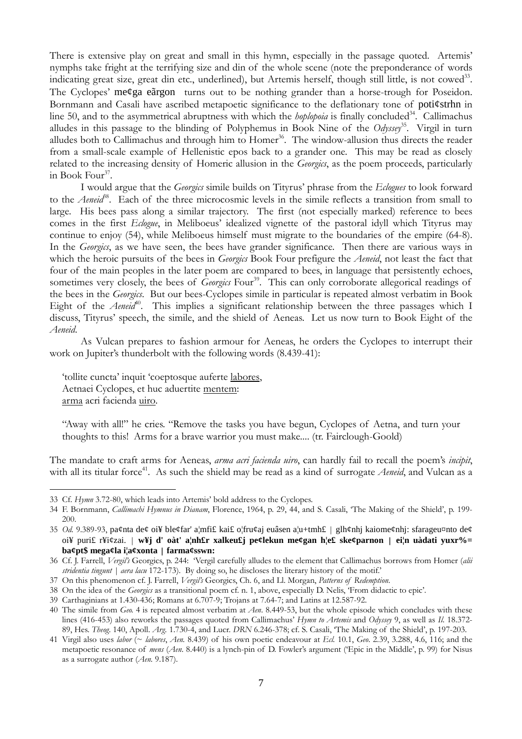There is extensive play on great and small in this hymn, especially in the passage quoted. Artemis' nymphs take fright at the terrifying size and din of the whole scene (note the preponderance of words indicating great size, great din etc., underlined), but Artemis herself, though still little, is not cowed[33]. The Cyclopes' me¢ga eãrgon turns out to be nothing grander than a horse-trough for Poseidon. Bornmann and Casali have ascribed metapoetic significance to the deflationary tone of poti¢strhn in line 50, and to the asymmetrical abruptness with which the *hoplopoia* is finally concluded[34]. Callimachus alludes in this passage to the blinding of Polyphemus in Book Nine of the *Odyssey*[35]. Virgil in turn alludes both to Callimachus and through him to Homer[36]. The window-allusion thus directs the reader from a small-scale example of Hellenistic epos back to a grander one. This may be read as closely related to the increasing density of Homeric allusion in the *Georgics*, as the poem proceeds, particularly in Book Four[37].

I would argue that the *Georgics* simile builds on Tityrus' phrase from the *Eclogues* to look forward to the *Aeneid*[38]. Each of the three microcosmic levels in the simile reflects a transition from small to large. His bees pass along a similar trajectory. The first (not especially marked) reference to bees comes in the first *Eclogue*, in Meliboeus' idealized vignette of the pastoral idyll which Tityrus may continue to enjoy (54), while Meliboeus himself must migrate to the boundaries of the empire (64-8). In the *Georgics*, as we have seen, the bees have grander significance. Then there are various ways in which the heroic pursuits of the bees in *Georgics* Book Four prefigure the *Aeneid*, not least the fact that four of the main peoples in the later poem are compared to bees, in language that persistently echoes, sometimes very closely, the bees of *Georgics* Four[39]. This can only corroborate allegorical readings of the bees in the *Georgics*. But our bees-Cyclopes simile in particular is repeated almost verbatim in Book Eight of the *Aeneid*[40]. This implies a significant relationship between the three passages which I discuss, Tityrus' speech, the simile, and the shield of Aeneas. Let us now turn to Book Eight of the *Aeneid*.

As Vulcan prepares to fashion armour for Aeneas, he orders the Cyclopes to interrupt their work on Jupiter's thunderbolt with the following words (8.439-41):

> 'tollite cuncta' inquit 'coeptosque auferte <u>labores</u>,
> Aetnaei Cyclopes, et huc aduertite <u>mentem</u>:
> <u>arma</u> acri facienda <u>uiro</u>.

> "Away with all!" he cries. "Remove the tasks you have begun, Cyclopes of Aetna, and turn your thoughts to this! Arms for a brave warrior you must make.... (tr. Fairclough-Goold)

The mandate to craft arms for Aeneas, *arma acri facienda uiro*, can hardly fail to recall the poem's *incipit*, with all its titular force[41]. As such the shield may be read as a kind of surrogate *Aeneid*, and Vulcan as a

---

33 Cf. *Hymn* 3.72-80, which leads into Artemis' bold address to the Cyclopes.

34 F. Bornmann, *Callimachi Hymnus in Dianam*, Florence, 1964, p. 29, 44, and S. Casali, 'The Making of the Shield', p. 199-200.

35 *Od.* 9.389-93, pa¢nta de¢ oi¥ ble¢far' a¦mfi£ kai£ o¦fru¢aj euâsen a¦u+tmh£ | glh¢nhj kaiome¢nhj: sfarageu¤nto de¢ oi¥ puri£ r¥i¢zai. | **w¥j d' oàt' a¦nh£r xalkeu£j pe¢lekun me¢gan h¦e£ ske¢parnon | ei¦n uàdati yuxr%= ba¢pt$ mega¢la i¦a¢xonta | farma¢sswn:**

36 Cf. J. Farrell, *Vergil's* Georgics, p. 244: 'Vergil carefully alludes to the element that Callimachus borrows from Homer (*alii stridentia tingunt | aera lacu* 172-173). By doing so, he discloses the literary history of the motif.'

37 On this phenomenon cf. J. Farrell, *Vergil's* Georgics, Ch. 6, and Ll. Morgan, *Patterns of Redemption*.

38 On the idea of the *Georgics* as a transitional poem cf. n. 1, above, especially D. Nelis, 'From didactic to epic'.

39 Carthaginians at 1.430-436; Romans at 6.707-9; Trojans at 7.64-7; and Latins at 12.587-92.

40 The simile from *Geo.* 4 is repeated almost verbatim at *Aen*. 8.449-53, but the whole episode which concludes with these lines (416-453) also reworks the passages quoted from Callimachus' *Hymn to Artemis* and *Odyssey* 9, as well as *Il.* 18.372-89, Hes. *Theog*. 140, Apoll. *Arg.* 1.730-4, and Lucr. *DRN* 6.246-378; cf. S. Casali, 'The Making of the Shield', p. 197-203.

41 Virgil also uses *labor* (~ *labores*, *Aen.* 8.439) of his own poetic endeavour at *Ecl.* 10.1, *Geo*. 2.39, 3.288, 4.6, 116; and the metapoetic resonance of *mens* (*Aen*. 8.440) is a lynch-pin of D. Fowler's argument ('Epic in the Middle', p. 99) for Nisus as a surrogate author (*Aen.* 9.187).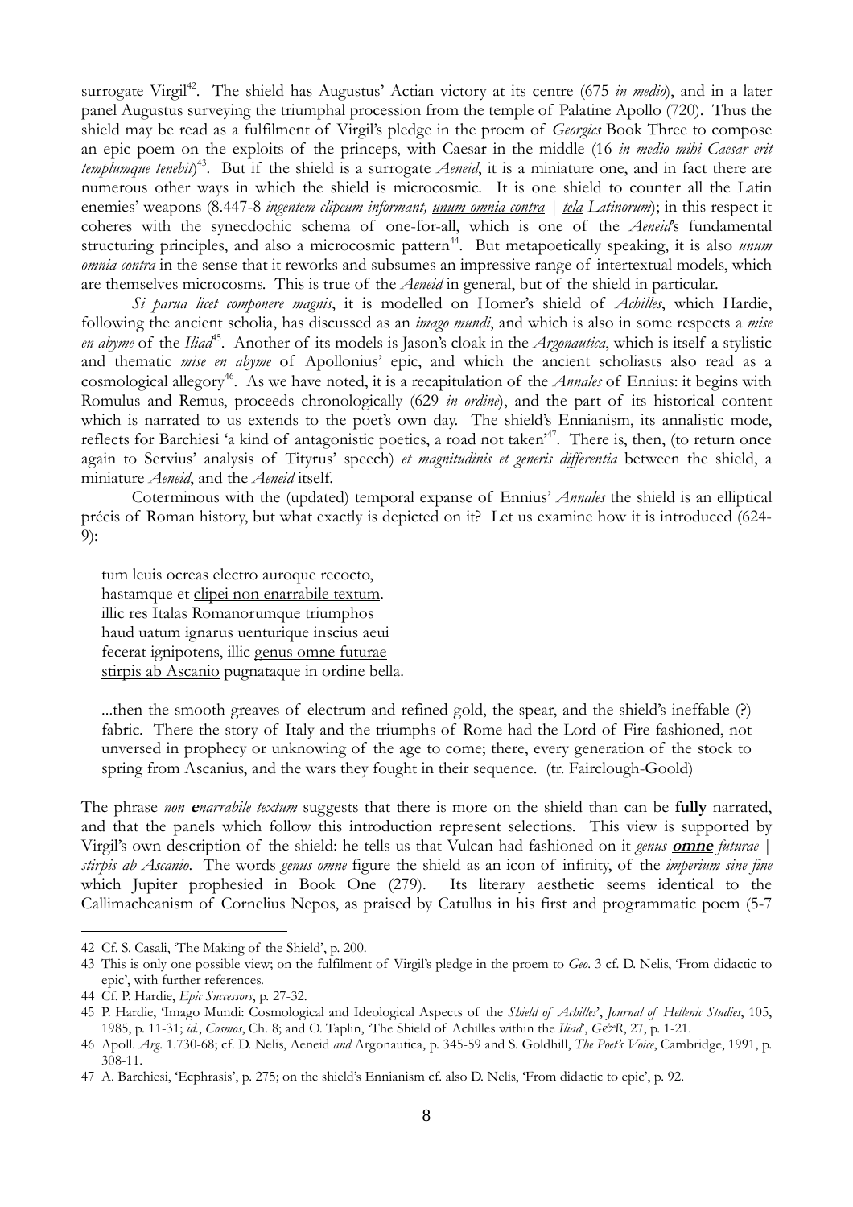surrogate Virgil[42]. The shield has Augustus' Actian victory at its centre (675 *in medio*), and in a later panel Augustus surveying the triumphal procession from the temple of Palatine Apollo (720). Thus the shield may be read as a fulfilment of Virgil's pledge in the proem of *Georgics* Book Three to compose an epic poem on the exploits of the princeps, with Caesar in the middle (16 *in medio mihi Caesar erit templumque tenebit*)[43]. But if the shield is a surrogate *Aeneid*, it is a miniature one, and in fact there are numerous other ways in which the shield is microcosmic. It is one shield to counter all the Latin enemies' weapons (8.447-8 *ingentem clipeum informant, <u>unum omnia contra</u> | <u>tela</u> Latinorum*); in this respect it coheres with the synecdochic schema of one-for-all, which is one of the *Aeneid*'s fundamental structuring principles, and also a microcosmic pattern[44]. But metapoetically speaking, it is also *unum omnia contra* in the sense that it reworks and subsumes an impressive range of intertextual models, which are themselves microcosms. This is true of the *Aeneid* in general, but of the shield in particular.

*Si parua licet componere magnis*, it is modelled on Homer's shield of *Achilles*, which Hardie, following the ancient scholia, has discussed as an *imago mundi*, and which is also in some respects a *mise en abyme* of the *Iliad*[45]. Another of its models is Jason's cloak in the *Argonautica*, which is itself a stylistic and thematic *mise en abyme* of Apollonius' epic, and which the ancient scholiasts also read as a cosmological allegory[46]. As we have noted, it is a recapitulation of the *Annales* of Ennius: it begins with Romulus and Remus, proceeds chronologically (629 *in ordine*), and the part of its historical content which is narrated to us extends to the poet's own day. The shield's Ennianism, its annalistic mode, reflects for Barchiesi 'a kind of antagonistic poetics, a road not taken'[47]. There is, then, (to return once again to Servius' analysis of Tityrus' speech) *et magnitudinis et generis differentia* between the shield, a miniature *Aeneid*, and the *Aeneid* itself.

Coterminous with the (updated) temporal expanse of Ennius' *Annales* the shield is an elliptical précis of Roman history, but what exactly is depicted on it? Let us examine how it is introduced (624-9):

> tum leuis ocreas electro auroque recocto,
> hastamque et <u>clipei non enarrabile textum</u>.
> illic res Italas Romanorumque triumphos
> haud uatum ignarus uenturique inscius aeui
> fecerat ignipotens, illic <u>genus omne futurae</u>
> <u>stirpis ab Ascanio</u> pugnataque in ordine bella.
>
> ...then the smooth greaves of electrum and refined gold, the spear, and the shield's ineffable (?) fabric. There the story of Italy and the triumphs of Rome had the Lord of Fire fashioned, not unversed in prophecy or unknowing of the age to come; there, every generation of the stock to spring from Ascanius, and the wars they fought in their sequence. (tr. Fairclough-Goold)

The phrase *non **<u>e</u>**narrabile textum* suggests that there is more on the shield than can be **<u>fully</u>** narrated, and that the panels which follow this introduction represent selections. This view is supported by Virgil's own description of the shield: he tells us that Vulcan had fashioned on it *genus **<u>omne</u>** futurae | stirpis ab Ascanio*. The words *genus omne* figure the shield as an icon of infinity, of the *imperium sine fine* which Jupiter prophesied in Book One (279). Its literary aesthetic seems identical to the Callimacheanism of Cornelius Nepos, as praised by Catullus in his first and programmatic poem (5-7

---

42 Cf. S. Casali, 'The Making of the Shield', p. 200.

43 This is only one possible view; on the fulfilment of Virgil's pledge in the proem to *Geo*. 3 cf. D. Nelis, 'From didactic to epic', with further references.

44 Cf. P. Hardie, *Epic Successors*, p. 27-32.

45 P. Hardie, 'Imago Mundi: Cosmological and Ideological Aspects of the *Shield of Achilles*', *Journal of Hellenic Studies*, 105, 1985, p. 11-31; *id.*, *Cosmos*, Ch. 8; and O. Taplin, 'The Shield of Achilles within the *Iliad*', *G&R*, 27, p. 1-21.

46 Apoll. *Arg*. 1.730-68; cf. D. Nelis, Aeneid *and* Argonautica, p. 345-59 and S. Goldhill, *The Poet's Voice*, Cambridge, 1991, p. 308-11.

47 A. Barchiesi, 'Ecphrasis', p. 275; on the shield's Ennianism cf. also D. Nelis, 'From didactic to epic', p. 92.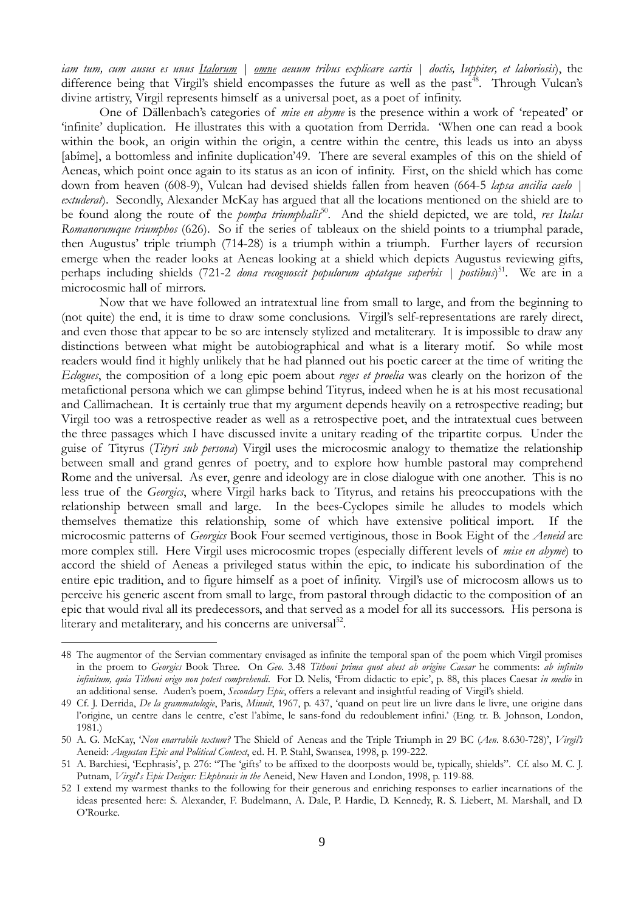*iam tum, cum ausus es unus* <u>*Italorum*</u> *|* <u>*omne*</u> *aeuum tribus explicare cartis | doctis, Iuppiter, et laboriosis*), the difference being that Virgil's shield encompasses the future as well as the past[48]. Through Vulcan's divine artistry, Virgil represents himself as a universal poet, as a poet of infinity.

One of Dällenbach's categories of *mise en abyme* is the presence within a work of 'repeated' or 'infinite' duplication. He illustrates this with a quotation from Derrida. 'When one can read a book within the book, an origin within the origin, a centre within the centre, this leads us into an abyss [abîme], a bottomless and infinite duplication'49. There are several examples of this on the shield of Aeneas, which point once again to its status as an icon of infinity. First, on the shield which has come down from heaven (608-9), Vulcan had devised shields fallen from heaven (664-5 *lapsa ancilia caelo | extuderat*). Secondly, Alexander McKay has argued that all the locations mentioned on the shield are to be found along the route of the *pompa triumphalis*[50]. And the shield depicted, we are told, *res Italas Romanorumque triumphos* (626). So if the series of tableaux on the shield points to a triumphal parade, then Augustus' triple triumph (714-28) is a triumph within a triumph. Further layers of recursion emerge when the reader looks at Aeneas looking at a shield which depicts Augustus reviewing gifts, perhaps including shields (721-2 *dona recognoscit populorum aptatque superbis | postibus*)[51]. We are in a microcosmic hall of mirrors.

Now that we have followed an intratextual line from small to large, and from the beginning to (not quite) the end, it is time to draw some conclusions. Virgil's self-representations are rarely direct, and even those that appear to be so are intensely stylized and metaliterary. It is impossible to draw any distinctions between what might be autobiographical and what is a literary motif. So while most readers would find it highly unlikely that he had planned out his poetic career at the time of writing the *Eclogues*, the composition of a long epic poem about *reges et proelia* was clearly on the horizon of the metafictional persona which we can glimpse behind Tityrus, indeed when he is at his most recusational and Callimachean. It is certainly true that my argument depends heavily on a retrospective reading; but Virgil too was a retrospective reader as well as a retrospective poet, and the intratextual cues between the three passages which I have discussed invite a unitary reading of the tripartite corpus. Under the guise of Tityrus (*Tityri sub persona*) Virgil uses the microcosmic analogy to thematize the relationship between small and grand genres of poetry, and to explore how humble pastoral may comprehend Rome and the universal. As ever, genre and ideology are in close dialogue with one another. This is no less true of the *Georgics*, where Virgil harks back to Tityrus, and retains his preoccupations with the relationship between small and large. In the bees-Cyclopes simile he alludes to models which themselves thematize this relationship, some of which have extensive political import. If the microcosmic patterns of *Georgics* Book Four seemed vertiginous, those in Book Eight of the *Aeneid* are more complex still. Here Virgil uses microcosmic tropes (especially different levels of *mise en abyme*) to accord the shield of Aeneas a privileged status within the epic, to indicate his subordination of the entire epic tradition, and to figure himself as a poet of infinity. Virgil's use of microcosm allows us to perceive his generic ascent from small to large, from pastoral through didactic to the composition of an epic that would rival all its predecessors, and that served as a model for all its successors. His persona is literary and metaliterary, and his concerns are universal[52].

---

48 The augmentor of the Servian commentary envisaged as infinite the temporal span of the poem which Virgil promises in the proem to *Georgics* Book Three. On *Geo*. 3.48 *Tithoni prima quot abest ab origine Caesar* he comments: *ab infinito infinitum, quia Tithoni origo non potest comprehendi*. For D. Nelis, 'From didactic to epic', p. 88, this places Caesar *in medio* in an additional sense. Auden's poem, *Secondary Epic*, offers a relevant and insightful reading of Virgil's shield.

49 Cf. J. Derrida, *De la grammatologie*, Paris, *Minuit*, 1967, p. 437, 'quand on peut lire un livre dans le livre, une origine dans l'origine, un centre dans le centre, c'est l'abîme, le sans-fond du redoublement infini.' (Eng. tr. B. Johnson, London, 1981.)

50 A. G. McKay, '*Non enarrabile textum?* The Shield of Aeneas and the Triple Triumph in 29 BC (*Aen*. 8.630-728)', *Virgil's* Aeneid: *Augustan Epic and Political Context*, ed. H. P. Stahl, Swansea, 1998, p. 199-222.

51 A. Barchiesi, 'Ecphrasis', p. 276: "The 'gifts' to be affixed to the doorposts would be, typically, shields". Cf. also M. C. J. Putnam, *Virgil's Epic Designs: Ekphrasis in the* Aeneid, New Haven and London, 1998, p. 119-88.

52 I extend my warmest thanks to the following for their generous and enriching responses to earlier incarnations of the ideas presented here: S. Alexander, F. Budelmann, A. Dale, P. Hardie, D. Kennedy, R. S. Liebert, M. Marshall, and D. O'Rourke.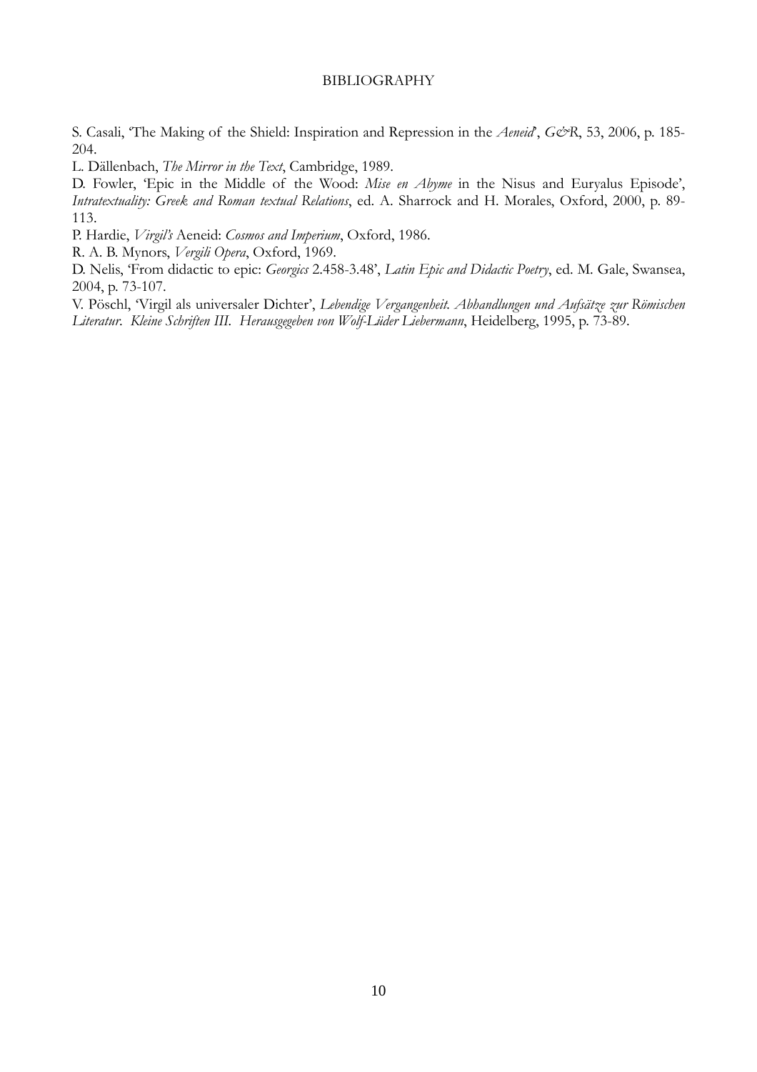# BIBLIOGRAPHY

S. Casali, 'The Making of the Shield: Inspiration and Repression in the *Aeneid*', *G&R*, 53, 2006, p. 185-204.

L. Dällenbach, *The Mirror in the Text*, Cambridge, 1989.

D. Fowler, 'Epic in the Middle of the Wood: *Mise en Abyme* in the Nisus and Euryalus Episode', *Intratextuality: Greek and Roman textual Relations*, ed. A. Sharrock and H. Morales, Oxford, 2000, p. 89-113.

P. Hardie, *Virgil's* Aeneid: *Cosmos and Imperium*, Oxford, 1986.

R. A. B. Mynors, *Vergili Opera*, Oxford, 1969.

D. Nelis, 'From didactic to epic: *Georgics* 2.458-3.48', *Latin Epic and Didactic Poetry*, ed. M. Gale, Swansea, 2004, p. 73-107.

V. Pöschl, 'Virgil als universaler Dichter', *Lebendige Vergangenheit. Abhandlungen und Aufsätze zur Römischen Literatur. Kleine Schriften III. Herausgegeben von Wolf-Lüder Liebermann*, Heidelberg, 1995, p. 73-89.